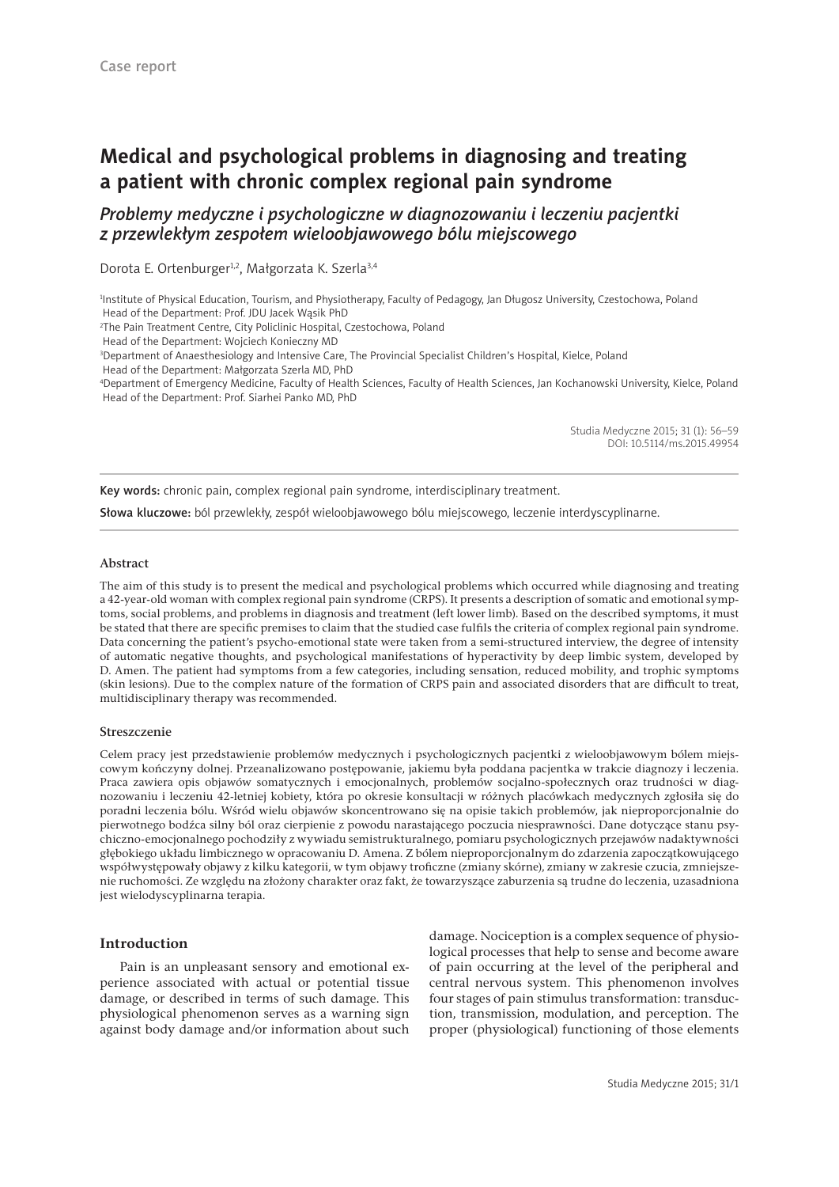Case report

# Medical and psychological problems in diagnosing and treating a patient with chronic complex regional pain syndrome

## *Problemy medyczne i psychologiczne w diagnozowaniu i leczeniu pacjentki z przewlekłym zespołem wieloobjawowego bólu miejscowego*

Dorota E. Ortenburger[1,2], Małgorzata K. Szerla[3,4]

[1]Institute of Physical Education, Tourism, and Physiotherapy, Faculty of Pedagogy, Jan Długosz University, Czestochowa, Poland
Head of the Department: Prof. JDU Jacek Wąsik PhD
[2]The Pain Treatment Centre, City Policlinic Hospital, Czestochowa, Poland
Head of the Department: Wojciech Konieczny MD
[3]Department of Anaesthesiology and Intensive Care, The Provincial Specialist Children's Hospital, Kielce, Poland
Head of the Department: Małgorzata Szerla MD, PhD
[4]Department of Emergency Medicine, Faculty of Health Sciences, Faculty of Health Sciences, Jan Kochanowski University, Kielce, Poland
Head of the Department: Prof. Siarhei Panko MD, PhD

Studia Medyczne 2015; 31 (1): 56–59
DOI: 10.5114/ms.2015.49954

**Key words:** chronic pain, complex regional pain syndrome, interdisciplinary treatment.

**Słowa kluczowe:** ból przewlekły, zespół wieloobjawowego bólu miejscowego, leczenie interdyscyplinarne.

### Abstract

The aim of this study is to present the medical and psychological problems which occurred while diagnosing and treating a 42-year-old woman with complex regional pain syndrome (CRPS). It presents a description of somatic and emotional symptoms, social problems, and problems in diagnosis and treatment (left lower limb). Based on the described symptoms, it must be stated that there are specific premises to claim that the studied case fulfils the criteria of complex regional pain syndrome. Data concerning the patient's psycho-emotional state were taken from a semi-structured interview, the degree of intensity of automatic negative thoughts, and psychological manifestations of hyperactivity by deep limbic system, developed by D. Amen. The patient had symptoms from a few categories, including sensation, reduced mobility, and trophic symptoms (skin lesions). Due to the complex nature of the formation of CRPS pain and associated disorders that are difficult to treat, multidisciplinary therapy was recommended.

### Streszczenie

Celem pracy jest przedstawienie problemów medycznych i psychologicznych pacjentki z wieloobjawowym bólem miejscowym kończyny dolnej. Przeanalizowano postępowanie, jakiemu była poddana pacjentka w trakcie diagnozy i leczenia. Praca zawiera opis objawów somatycznych i emocjonalnych, problemów socjalno-społecznych oraz trudności w diagnozowaniu i leczeniu 42-letniej kobiety, która po okresie konsultacji w różnych placówkach medycznych zgłosiła się do poradni leczenia bólu. Wśród wielu objawów skoncentrowano się na opisie takich problemów, jak nieproporcjonalnie do pierwotnego bodźca silny ból oraz cierpienie z powodu narastającego poczucia niesprawności. Dane dotyczące stanu psychiczno-emocjonalnego pochodziły z wywiadu semistrukturalnego, pomiaru psychologicznych przejawów nadaktywności głębokiego układu limbicznego w opracowaniu D. Amena. Z bólem nieproporcjonalnym do zdarzenia zapoczątkowującego współwystępowały objawy z kilku kategorii, w tym objawy troficzne (zmiany skórne), zmiany w zakresie czucia, zmniejszenie ruchomości. Ze względu na złożony charakter oraz fakt, że towarzyszące zaburzenia są trudne do leczenia, uzasadniona jest wielodyscyplinarna terapia.

### Introduction

Pain is an unpleasant sensory and emotional experience associated with actual or potential tissue damage, or described in terms of such damage. This physiological phenomenon serves as a warning sign against body damage and/or information about such damage. Nociception is a complex sequence of physiological processes that help to sense and become aware of pain occurring at the level of the peripheral and central nervous system. This phenomenon involves four stages of pain stimulus transformation: transduction, transmission, modulation, and perception. The proper (physiological) functioning of those elements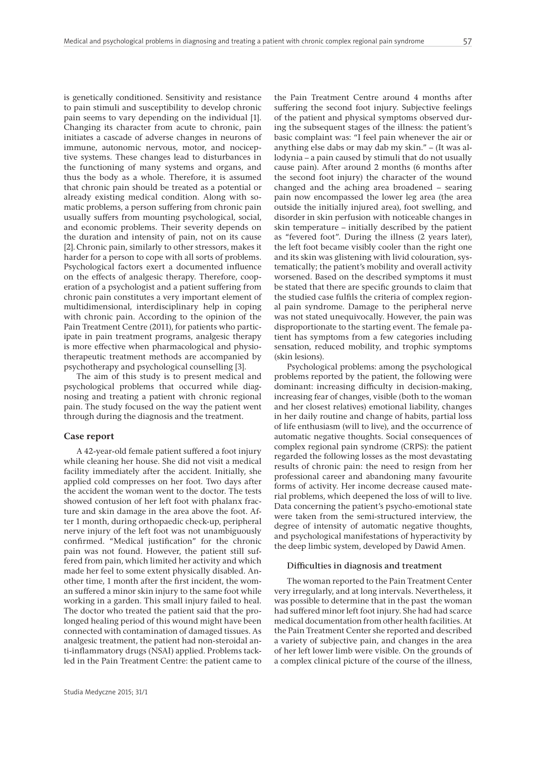is genetically conditioned. Sensitivity and resistance to pain stimuli and susceptibility to develop chronic pain seems to vary depending on the individual [1]. Changing its character from acute to chronic, pain initiates a cascade of adverse changes in neurons of immune, autonomic nervous, motor, and nociceptive systems. These changes lead to disturbances in the functioning of many systems and organs, and thus the body as a whole. Therefore, it is assumed that chronic pain should be treated as a potential or already existing medical condition. Along with somatic problems, a person suffering from chronic pain usually suffers from mounting psychological, social, and economic problems. Their severity depends on the duration and intensity of pain, not on its cause [2]. Chronic pain, similarly to other stressors, makes it harder for a person to cope with all sorts of problems. Psychological factors exert a documented influence on the effects of analgesic therapy. Therefore, cooperation of a psychologist and a patient suffering from chronic pain constitutes a very important element of multidimensional, interdisciplinary help in coping with chronic pain. According to the opinion of the Pain Treatment Centre (2011), for patients who participate in pain treatment programs, analgesic therapy is more effective when pharmacological and physiotherapeutic treatment methods are accompanied by psychotherapy and psychological counselling [3].

The aim of this study is to present medical and psychological problems that occurred while diagnosing and treating a patient with chronic regional pain. The study focused on the way the patient went through during the diagnosis and the treatment.

## Case report

A 42-year-old female patient suffered a foot injury while cleaning her house. She did not visit a medical facility immediately after the accident. Initially, she applied cold compresses on her foot. Two days after the accident the woman went to the doctor. The tests showed contusion of her left foot with phalanx fracture and skin damage in the area above the foot. After 1 month, during orthopaedic check-up, peripheral nerve injury of the left foot was not unambiguously confirmed. "Medical justification" for the chronic pain was not found. However, the patient still suffered from pain, which limited her activity and which made her feel to some extent physically disabled. Another time, 1 month after the first incident, the woman suffered a minor skin injury to the same foot while working in a garden. This small injury failed to heal. The doctor who treated the patient said that the prolonged healing period of this wound might have been connected with contamination of damaged tissues. As analgesic treatment, the patient had non-steroidal anti-inflammatory drugs (NSAI) applied. Problems tackled in the Pain Treatment Centre: the patient came to the Pain Treatment Centre around 4 months after suffering the second foot injury. Subjective feelings of the patient and physical symptoms observed during the subsequent stages of the illness: the patient's basic complaint was: "I feel pain whenever the air or anything else dabs or may dab my skin." – (It was allodynia – a pain caused by stimuli that do not usually cause pain). After around 2 months (6 months after the second foot injury) the character of the wound changed and the aching area broadened – searing pain now encompassed the lower leg area (the area outside the initially injured area), foot swelling, and disorder in skin perfusion with noticeable changes in skin temperature – initially described by the patient as "fevered foot". During the illness (2 years later), the left foot became visibly cooler than the right one and its skin was glistening with livid colouration, systematically; the patient's mobility and overall activity worsened. Based on the described symptoms it must be stated that there are specific grounds to claim that the studied case fulfils the criteria of complex regional pain syndrome. Damage to the peripheral nerve was not stated unequivocally. However, the pain was disproportionate to the starting event. The female patient has symptoms from a few categories including sensation, reduced mobility, and trophic symptoms (skin lesions).

Psychological problems: among the psychological problems reported by the patient, the following were dominant: increasing difficulty in decision-making, increasing fear of changes, visible (both to the woman and her closest relatives) emotional liability, changes in her daily routine and change of habits, partial loss of life enthusiasm (will to live), and the occurrence of automatic negative thoughts. Social consequences of complex regional pain syndrome (CRPS): the patient regarded the following losses as the most devastating results of chronic pain: the need to resign from her professional career and abandoning many favourite forms of activity. Her income decrease caused material problems, which deepened the loss of will to live. Data concerning the patient's psycho-emotional state were taken from the semi-structured interview, the degree of intensity of automatic negative thoughts, and psychological manifestations of hyperactivity by the deep limbic system, developed by Dawid Amen.

### Difficulties in diagnosis and treatment

The woman reported to the Pain Treatment Center very irregularly, and at long intervals. Nevertheless, it was possible to determine that in the past the woman had suffered minor left foot injury. She had had scarce medical documentation from other health facilities. At the Pain Treatment Center she reported and described a variety of subjective pain, and changes in the area of her left lower limb were visible. On the grounds of a complex clinical picture of the course of the illness,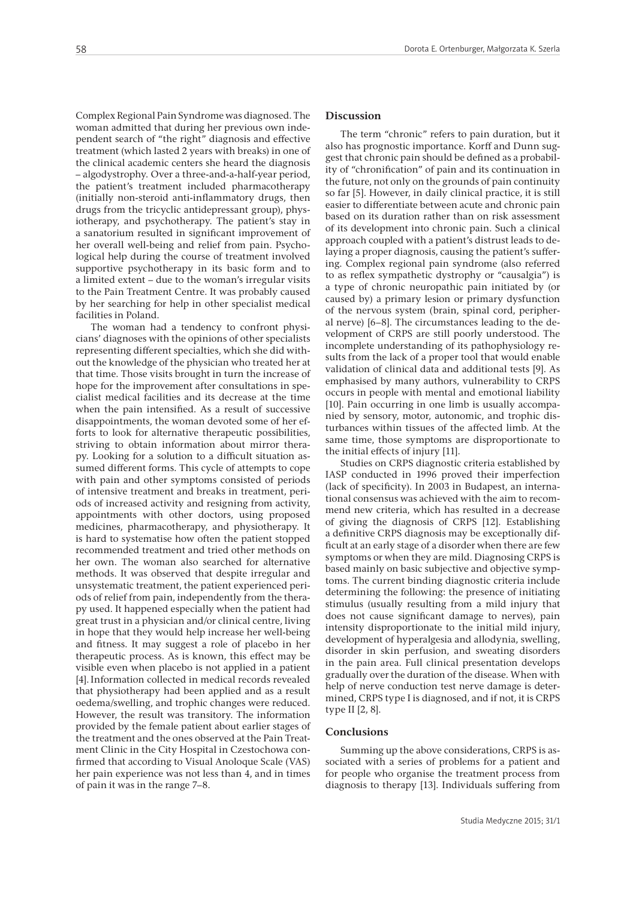Complex Regional Pain Syndrome was diagnosed. The woman admitted that during her previous own independent search of "the right" diagnosis and effective treatment (which lasted 2 years with breaks) in one of the clinical academic centers she heard the diagnosis – algodystrophy. Over a three-and-a-half-year period, the patient's treatment included pharmacotherapy (initially non-steroid anti-inflammatory drugs, then drugs from the tricyclic antidepressant group), physiotherapy, and psychotherapy. The patient's stay in a sanatorium resulted in significant improvement of her overall well-being and relief from pain. Psychological help during the course of treatment involved supportive psychotherapy in its basic form and to a limited extent – due to the woman's irregular visits to the Pain Treatment Centre. It was probably caused by her searching for help in other specialist medical facilities in Poland.

The woman had a tendency to confront physicians' diagnoses with the opinions of other specialists representing different specialties, which she did without the knowledge of the physician who treated her at that time. Those visits brought in turn the increase of hope for the improvement after consultations in specialist medical facilities and its decrease at the time when the pain intensified. As a result of successive disappointments, the woman devoted some of her efforts to look for alternative therapeutic possibilities, striving to obtain information about mirror therapy. Looking for a solution to a difficult situation assumed different forms. This cycle of attempts to cope with pain and other symptoms consisted of periods of intensive treatment and breaks in treatment, periods of increased activity and resigning from activity, appointments with other doctors, using proposed medicines, pharmacotherapy, and physiotherapy. It is hard to systematise how often the patient stopped recommended treatment and tried other methods on her own. The woman also searched for alternative methods. It was observed that despite irregular and unsystematic treatment, the patient experienced periods of relief from pain, independently from the therapy used. It happened especially when the patient had great trust in a physician and/or clinical centre, living in hope that they would help increase her well-being and fitness. It may suggest a role of placebo in her therapeutic process. As is known, this effect may be visible even when placebo is not applied in a patient [4]. Information collected in medical records revealed that physiotherapy had been applied and as a result oedema/swelling, and trophic changes were reduced. However, the result was transitory. The information provided by the female patient about earlier stages of the treatment and the ones observed at the Pain Treatment Clinic in the City Hospital in Czestochowa confirmed that according to Visual Anoloque Scale (VAS) her pain experience was not less than 4, and in times of pain it was in the range 7–8.

## Discussion

The term "chronic" refers to pain duration, but it also has prognostic importance. Korff and Dunn suggest that chronic pain should be defined as a probability of "chronification" of pain and its continuation in the future, not only on the grounds of pain continuity so far [5]. However, in daily clinical practice, it is still easier to differentiate between acute and chronic pain based on its duration rather than on risk assessment of its development into chronic pain. Such a clinical approach coupled with a patient's distrust leads to delaying a proper diagnosis, causing the patient's suffering. Complex regional pain syndrome (also referred to as reflex sympathetic dystrophy or "causalgia") is a type of chronic neuropathic pain initiated by (or caused by) a primary lesion or primary dysfunction of the nervous system (brain, spinal cord, peripheral nerve) [6–8]. The circumstances leading to the development of CRPS are still poorly understood. The incomplete understanding of its pathophysiology results from the lack of a proper tool that would enable validation of clinical data and additional tests [9]. As emphasised by many authors, vulnerability to CRPS occurs in people with mental and emotional liability [10]. Pain occurring in one limb is usually accompanied by sensory, motor, autonomic, and trophic disturbances within tissues of the affected limb. At the same time, those symptoms are disproportionate to the initial effects of injury [11].

Studies on CRPS diagnostic criteria established by IASP conducted in 1996 proved their imperfection (lack of specificity). In 2003 in Budapest, an international consensus was achieved with the aim to recommend new criteria, which has resulted in a decrease of giving the diagnosis of CRPS [12]. Establishing a definitive CRPS diagnosis may be exceptionally difficult at an early stage of a disorder when there are few symptoms or when they are mild. Diagnosing CRPS is based mainly on basic subjective and objective symptoms. The current binding diagnostic criteria include determining the following: the presence of initiating stimulus (usually resulting from a mild injury that does not cause significant damage to nerves), pain intensity disproportionate to the initial mild injury, development of hyperalgesia and allodynia, swelling, disorder in skin perfusion, and sweating disorders in the pain area. Full clinical presentation develops gradually over the duration of the disease. When with help of nerve conduction test nerve damage is determined, CRPS type I is diagnosed, and if not, it is CRPS type II [2, 8].

## Conclusions

Summing up the above considerations, CRPS is associated with a series of problems for a patient and for people who organise the treatment process from diagnosis to therapy [13]. Individuals suffering from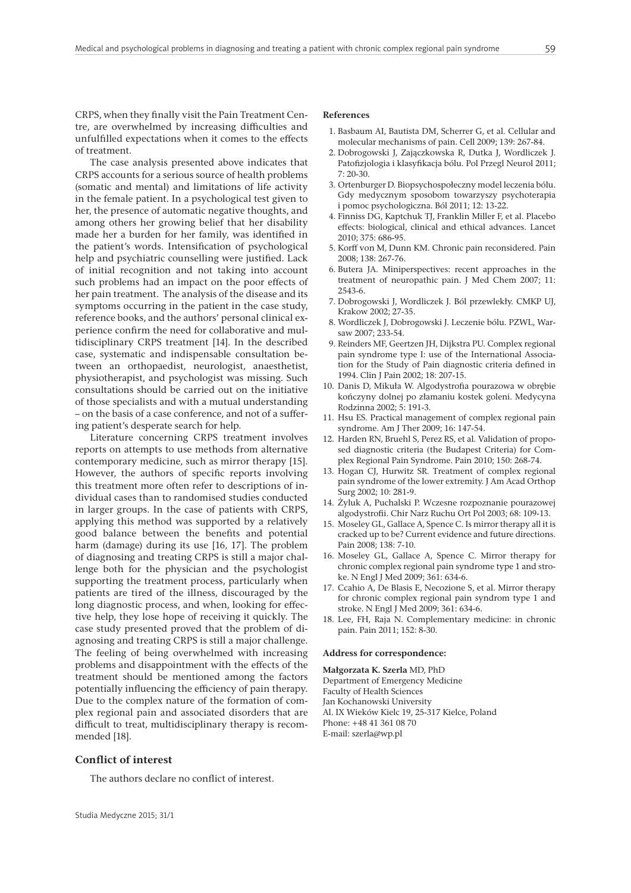CRPS, when they finally visit the Pain Treatment Centre, are overwhelmed by increasing difficulties and unfulfilled expectations when it comes to the effects of treatment.

The case analysis presented above indicates that CRPS accounts for a serious source of health problems (somatic and mental) and limitations of life activity in the female patient. In a psychological test given to her, the presence of automatic negative thoughts, and among others her growing belief that her disability made her a burden for her family, was identified in the patient's words. Intensification of psychological help and psychiatric counselling were justified. Lack of initial recognition and not taking into account such problems had an impact on the poor effects of her pain treatment. The analysis of the disease and its symptoms occurring in the patient in the case study, reference books, and the authors' personal clinical experience confirm the need for collaborative and multidisciplinary CRPS treatment [14]. In the described case, systematic and indispensable consultation between an orthopaedist, neurologist, anaesthetist, physiotherapist, and psychologist was missing. Such consultations should be carried out on the initiative of those specialists and with a mutual understanding – on the basis of a case conference, and not of a suffering patient's desperate search for help.

Literature concerning CRPS treatment involves reports on attempts to use methods from alternative contemporary medicine, such as mirror therapy [15]. However, the authors of specific reports involving this treatment more often refer to descriptions of individual cases than to randomised studies conducted in larger groups. In the case of patients with CRPS, applying this method was supported by a relatively good balance between the benefits and potential harm (damage) during its use [16, 17]. The problem of diagnosing and treating CRPS is still a major challenge both for the physician and the psychologist supporting the treatment process, particularly when patients are tired of the illness, discouraged by the long diagnostic process, and when, looking for effective help, they lose hope of receiving it quickly. The case study presented proved that the problem of diagnosing and treating CRPS is still a major challenge. The feeling of being overwhelmed with increasing problems and disappointment with the effects of the treatment should be mentioned among the factors potentially influencing the efficiency of pain therapy. Due to the complex nature of the formation of complex regional pain and associated disorders that are difficult to treat, multidisciplinary therapy is recommended [18].

## Conflict of interest

The authors declare no conflict of interest.

## References

1. Basbaum AI, Bautista DM, Scherrer G, et al. Cellular and molecular mechanisms of pain. Cell 2009; 139: 267-84.
2. Dobrogowski J, Zajączkowska R, Dutka J, Wordliczek J. Patofizjologia i klasyfikacja bólu. Pol Przegl Neurol 2011; 7: 20-30.
3. Ortenburger D. Biopsychospołeczny model leczenia bólu. Gdy medycznym sposobom towarzyszy psychoterapia i pomoc psychologiczna. Ból 2011; 12: 13-22.
4. Finniss DG, Kaptchuk TJ, Franklin Miller F, et al. Placebo effects: biological, clinical and ethical advances. Lancet 2010; 375: 686-95.
5. Korff von M, Dunn KM. Chronic pain reconsidered. Pain 2008; 138: 267-76.
6. Butera JA. Miniperspectives: recent approaches in the treatment of neuropathic pain. J Med Chem 2007; 11: 2543-6.
7. Dobrogowski J, Wordliczek J. Ból przewlekły. CMKP UJ, Krakow 2002; 27-35.
8. Wordliczek J, Dobrogowski J. Leczenie bólu. PZWL, Warsaw 2007; 233-54.
9. Reinders MF, Geertzen JH, Dijkstra PU. Complex regional pain syndrome type I: use of the International Association for the Study of Pain diagnostic criteria defined in 1994. Clin J Pain 2002; 18: 207-15.
10. Danis D, Mikuła W. Algodystrofia pourazowa w obrębie kończyny dolnej po złamaniu kostek goleni. Medycyna Rodzinna 2002; 5: 191-3.
11. Hsu ES. Practical management of complex regional pain syndrome. Am J Ther 2009; 16: 147-54.
12. Harden RN, Bruehl S, Perez RS, et al. Validation of proposed diagnostic criteria (the Budapest Criteria) for Complex Regional Pain Syndrome. Pain 2010; 150: 268-74.
13. Hogan CJ, Hurwitz SR. Treatment of complex regional pain syndrome of the lower extremity. J Am Acad Orthop Surg 2002; 10: 281-9.
14. Żyluk A, Puchalski P. Wczesne rozpoznanie pourazowej algodystrofii. Chir Narz Ruchu Ort Pol 2003; 68: 109-13.
15. Moseley GL, Gallace A, Spence C. Is mirror therapy all it is cracked up to be? Current evidence and future directions. Pain 2008; 138: 7-10.
16. Moseley GL, Gallace A, Spence C. Mirror therapy for chronic complex regional pain syndrome type 1 and stroke. N Engl J Med 2009; 361: 634-6.
17. Ccahio A, De Blasis E, Necozione S, et al. Mirror therapy for chronic complex regional pain syndrom type 1 and stroke. N Engl J Med 2009; 361: 634-6.
18. Lee, FH, Raja N. Complementary medicine: in chronic pain. Pain 2011; 152: 8-30.

**Address for correspondence:**

**Małgorzata K. Szerla** MD, PhD
Department of Emergency Medicine
Faculty of Health Sciences
Jan Kochanowski University
Al. IX Wieków Kielc 19, 25-317 Kielce, Poland
Phone: +48 41 361 08 70
E-mail: szerla@wp.pl